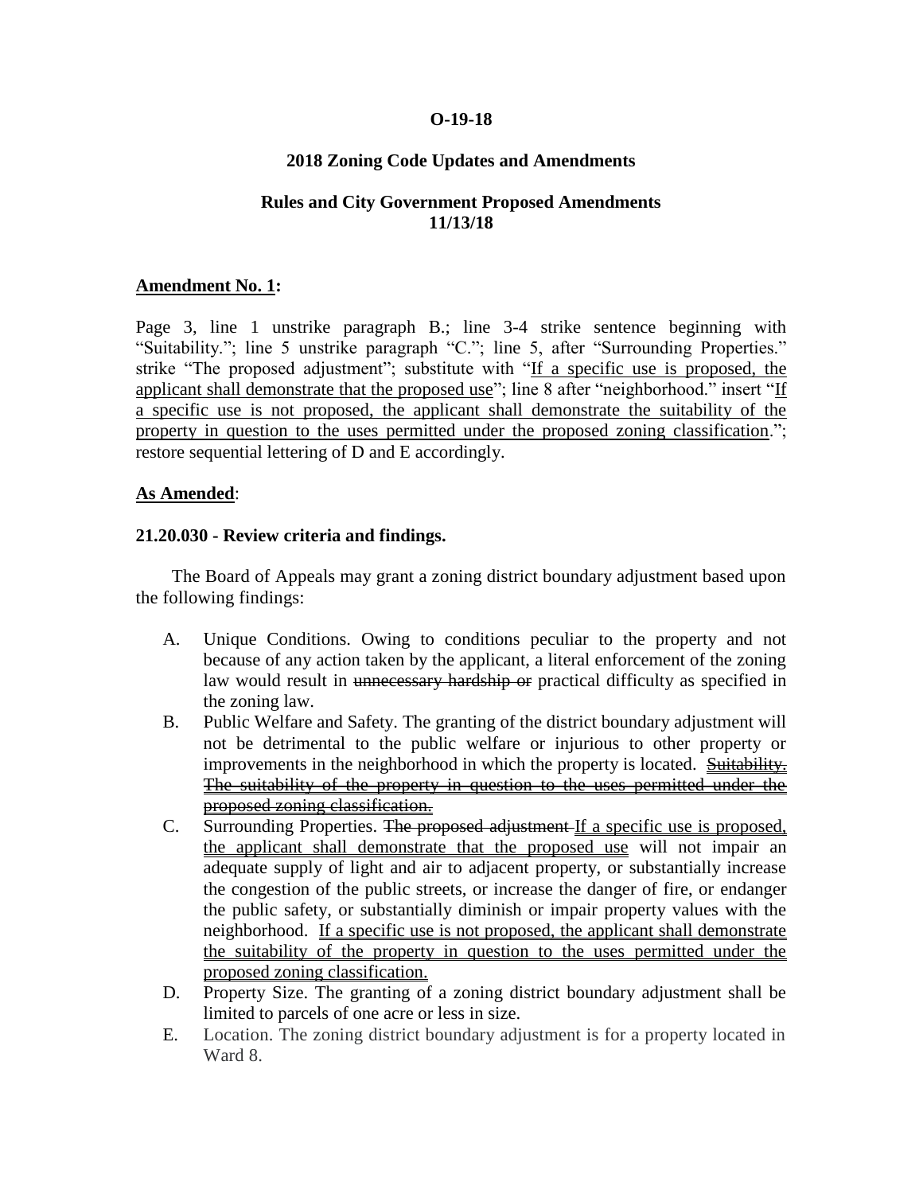**O-19-18**

**2018 Zoning Code Updates and Amendments**

**Rules and City Government Proposed Amendments**
**11/13/18**

**Amendment No. 1:**

Page 3, line 1 unstrike paragraph B.; line 3-4 strike sentence beginning with "Suitability."; line 5 unstrike paragraph "C."; line 5, after "Surrounding Properties." strike "The proposed adjustment"; substitute with "If a specific use is proposed, the applicant shall demonstrate that the proposed use"; line 8 after "neighborhood." insert "If a specific use is not proposed, the applicant shall demonstrate the suitability of the property in question to the uses permitted under the proposed zoning classification."; restore sequential lettering of D and E accordingly.

**As Amended**:

**21.20.030 - Review criteria and findings.**

The Board of Appeals may grant a zoning district boundary adjustment based upon the following findings:

A. Unique Conditions. Owing to conditions peculiar to the property and not because of any action taken by the applicant, a literal enforcement of the zoning law would result in ~~unnecessary hardship or~~ practical difficulty as specified in the zoning law.

B. Public Welfare and Safety. The granting of the district boundary adjustment will not be detrimental to the public welfare or injurious to other property or improvements in the neighborhood in which the property is located. ~~Suitability. The suitability of the property in question to the uses permitted under the proposed zoning classification.~~

C. Surrounding Properties. ~~The proposed adjustment~~ If a specific use is proposed, the applicant shall demonstrate that the proposed use will not impair an adequate supply of light and air to adjacent property, or substantially increase the congestion of the public streets, or increase the danger of fire, or endanger the public safety, or substantially diminish or impair property values with the neighborhood. If a specific use is not proposed, the applicant shall demonstrate the suitability of the property in question to the uses permitted under the proposed zoning classification.

D. Property Size. The granting of a zoning district boundary adjustment shall be limited to parcels of one acre or less in size.

E. Location. The zoning district boundary adjustment is for a property located in Ward 8.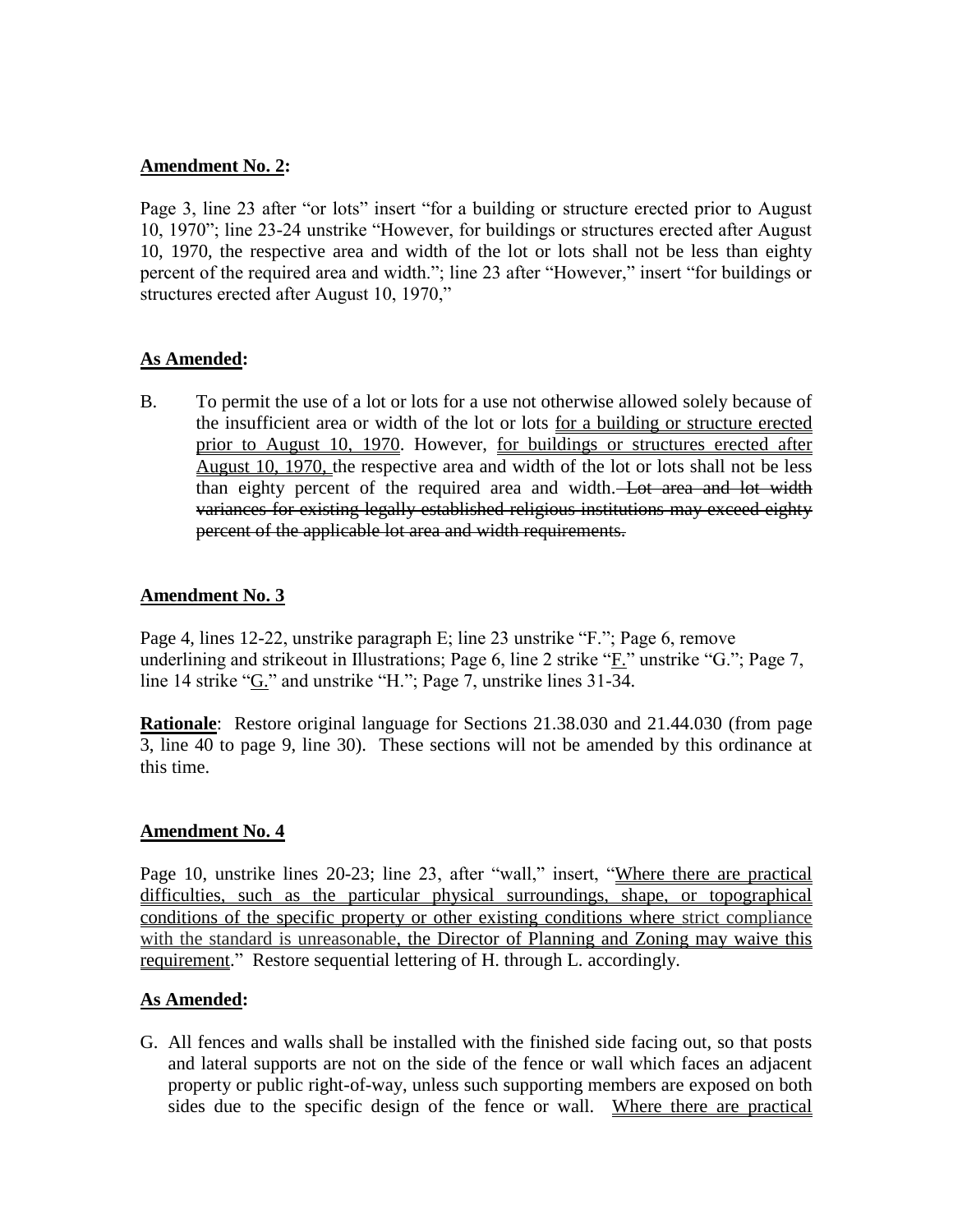**Amendment No. 2:**

Page 3, line 23 after "or lots" insert "for a building or structure erected prior to August 10, 1970"; line 23-24 unstrike "However, for buildings or structures erected after August 10, 1970, the respective area and width of the lot or lots shall not be less than eighty percent of the required area and width."; line 23 after "However," insert "for buildings or structures erected after August 10, 1970,"

**As Amended:**

B. To permit the use of a lot or lots for a use not otherwise allowed solely because of the insufficient area or width of the lot or lots <u>for a building or structure erected prior to August 10, 1970</u>. However, <u>for buildings or structures erected after August 10, 1970,</u> the respective area and width of the lot or lots shall not be less than eighty percent of the required area and width. ~~Lot area and lot width variances for existing legally established religious institutions may exceed eighty percent of the applicable lot area and width requirements.~~

**Amendment No. 3**

Page 4, lines 12-22, unstrike paragraph E; line 23 unstrike "F."; Page 6, remove underlining and strikeout in Illustrations; Page 6, line 2 strike "<u>F.</u>" unstrike "G."; Page 7, line 14 strike "<u>G.</u>" and unstrike "H."; Page 7, unstrike lines 31-34.

**Rationale**: Restore original language for Sections 21.38.030 and 21.44.030 (from page 3, line 40 to page 9, line 30). These sections will not be amended by this ordinance at this time.

**Amendment No. 4**

Page 10, unstrike lines 20-23; line 23, after "wall," insert, "<u>Where there are practical difficulties, such as the particular physical surroundings, shape, or topographical conditions of the specific property or other existing conditions where strict compliance with the standard is unreasonable, the Director of Planning and Zoning may waive this requirement</u>." Restore sequential lettering of H. through L. accordingly.

**As Amended:**

G. All fences and walls shall be installed with the finished side facing out, so that posts and lateral supports are not on the side of the fence or wall which faces an adjacent property or public right-of-way, unless such supporting members are exposed on both sides due to the specific design of the fence or wall. <u>Where there are practical</u>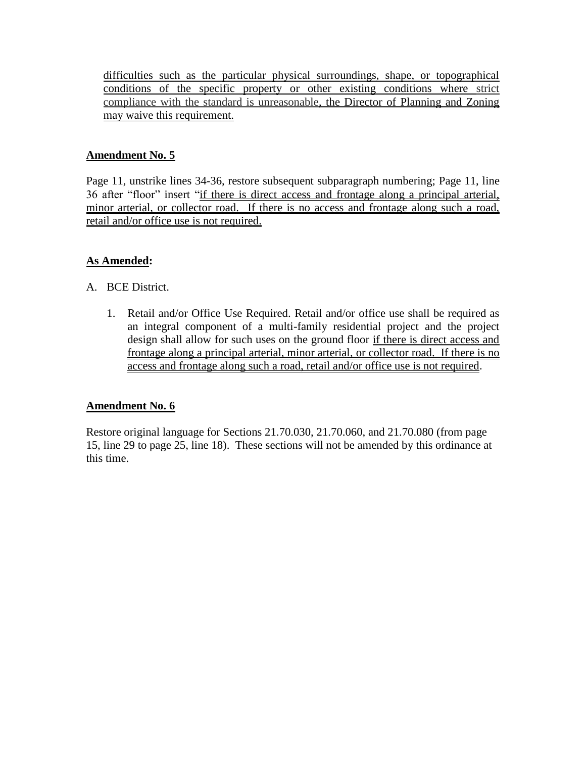difficulties such as the particular physical surroundings, shape, or topographical conditions of the specific property or other existing conditions where strict compliance with the standard is unreasonable, the Director of Planning and Zoning may waive this requirement.

**Amendment No. 5**

Page 11, unstrike lines 34-36, restore subsequent subparagraph numbering; Page 11, line 36 after "floor" insert "if there is direct access and frontage along a principal arterial, minor arterial, or collector road. If there is no access and frontage along such a road, retail and/or office use is not required.

**As Amended:**

A. BCE District.

1. Retail and/or Office Use Required. Retail and/or office use shall be required as an integral component of a multi-family residential project and the project design shall allow for such uses on the ground floor if there is direct access and frontage along a principal arterial, minor arterial, or collector road. If there is no access and frontage along such a road, retail and/or office use is not required.

**Amendment No. 6**

Restore original language for Sections 21.70.030, 21.70.060, and 21.70.080 (from page 15, line 29 to page 25, line 18). These sections will not be amended by this ordinance at this time.